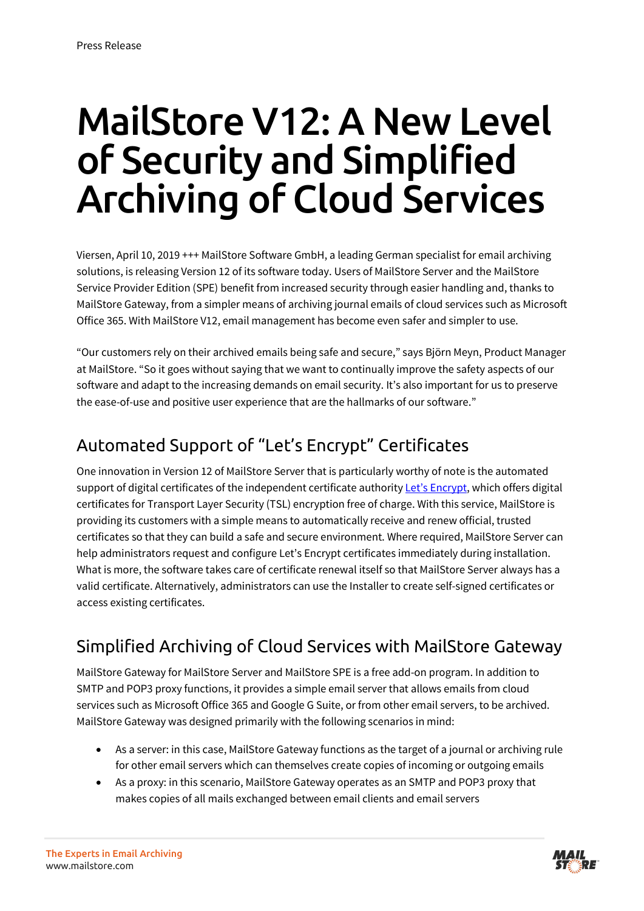Press Release

# MailStore V12: A New Level of Security and Simplified Archiving of Cloud Services

Viersen, April 10, 2019 +++ MailStore Software GmbH, a leading German specialist for email archiving solutions, is releasing Version 12 of its software today. Users of MailStore Server and the MailStore Service Provider Edition (SPE) benefit from increased security through easier handling and, thanks to MailStore Gateway, from a simpler means of archiving journal emails of cloud services such as Microsoft Office 365. With MailStore V12, email management has become even safer and simpler to use.

“Our customers rely on their archived emails being safe and secure,” says Björn Meyn, Product Manager at MailStore. “So it goes without saying that we want to continually improve the safety aspects of our software and adapt to the increasing demands on email security. It’s also important for us to preserve the ease-of-use and positive user experience that are the hallmarks of our software.”

## Automated Support of “Let’s Encrypt” Certificates

One innovation in Version 12 of MailStore Server that is particularly worthy of note is the automated support of digital certificates of the independent certificate authority Let’s Encrypt, which offers digital certificates for Transport Layer Security (TSL) encryption free of charge. With this service, MailStore is providing its customers with a simple means to automatically receive and renew official, trusted certificates so that they can build a safe and secure environment. Where required, MailStore Server can help administrators request and configure Let’s Encrypt certificates immediately during installation. What is more, the software takes care of certificate renewal itself so that MailStore Server always has a valid certificate. Alternatively, administrators can use the Installer to create self-signed certificates or access existing certificates.

## Simplified Archiving of Cloud Services with MailStore Gateway

MailStore Gateway for MailStore Server and MailStore SPE is a free add-on program. In addition to SMTP and POP3 proxy functions, it provides a simple email server that allows emails from cloud services such as Microsoft Office 365 and Google G Suite, or from other email servers, to be archived. MailStore Gateway was designed primarily with the following scenarios in mind:

- As a server: in this case, MailStore Gateway functions as the target of a journal or archiving rule for other email servers which can themselves create copies of incoming or outgoing emails
- As a proxy: in this scenario, MailStore Gateway operates as an SMTP and POP3 proxy that makes copies of all mails exchanged between email clients and email servers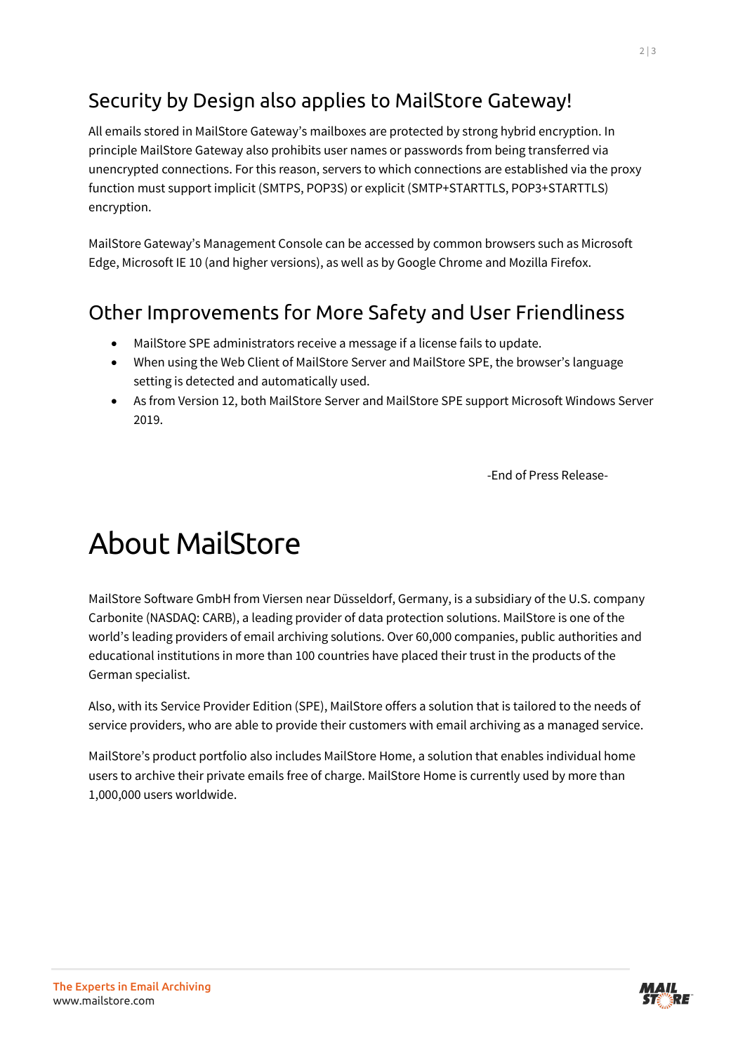## Security by Design also applies to MailStore Gateway!

All emails stored in MailStore Gateway's mailboxes are protected by strong hybrid encryption. In principle MailStore Gateway also prohibits user names or passwords from being transferred via unencrypted connections. For this reason, servers to which connections are established via the proxy function must support implicit (SMTPS, POP3S) or explicit (SMTP+STARTTLS, POP3+STARTTLS) encryption.

MailStore Gateway's Management Console can be accessed by common browsers such as Microsoft Edge, Microsoft IE 10 (and higher versions), as well as by Google Chrome and Mozilla Firefox.

## Other Improvements for More Safety and User Friendliness

- MailStore SPE administrators receive a message if a license fails to update.
- When using the Web Client of MailStore Server and MailStore SPE, the browser's language setting is detected and automatically used.
- As from Version 12, both MailStore Server and MailStore SPE support Microsoft Windows Server 2019.

-End of Press Release-

# About MailStore

MailStore Software GmbH from Viersen near Düsseldorf, Germany, is a subsidiary of the U.S. company Carbonite (NASDAQ: CARB), a leading provider of data protection solutions. MailStore is one of the world's leading providers of email archiving solutions. Over 60,000 companies, public authorities and educational institutions in more than 100 countries have placed their trust in the products of the German specialist.

Also, with its Service Provider Edition (SPE), MailStore offers a solution that is tailored to the needs of service providers, who are able to provide their customers with email archiving as a managed service.

MailStore's product portfolio also includes MailStore Home, a solution that enables individual home users to archive their private emails free of charge. MailStore Home is currently used by more than 1,000,000 users worldwide.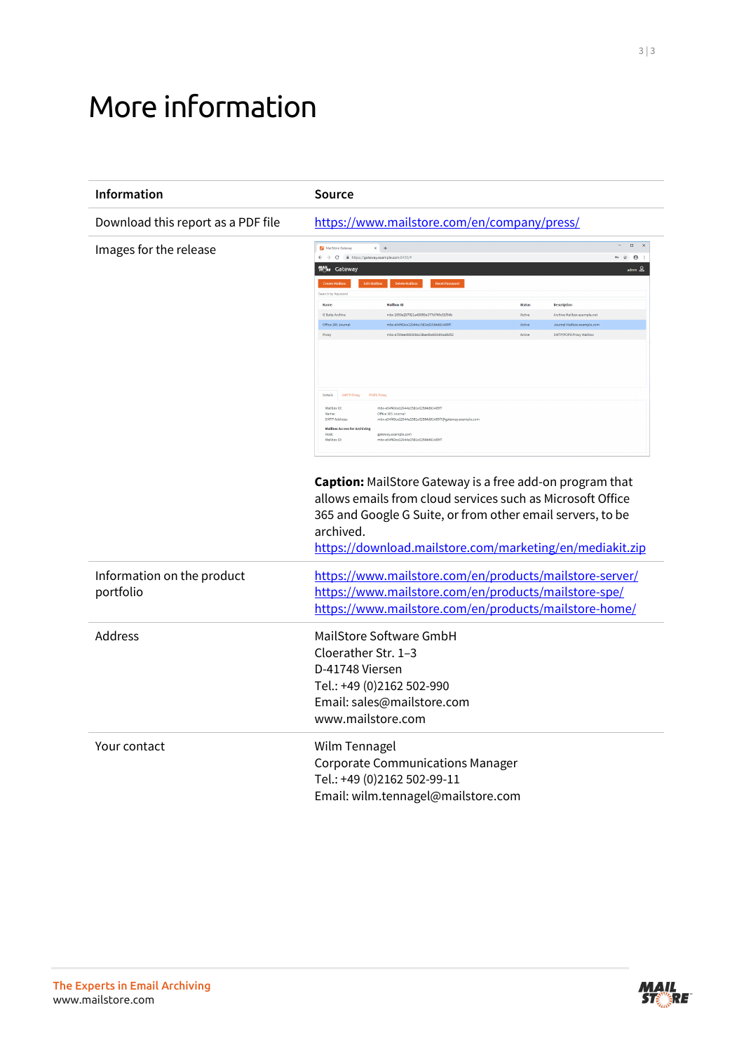# More information

| Information | Source |
|---|---|
| Download this report as a PDF file | https://www.mailstore.com/en/company/press/ |
| Images for the release | **Caption:** MailStore Gateway is a free add-on program that allows emails from cloud services such as Microsoft Office 365 and Google G Suite, or from other email servers, to be archived. https://download.mailstore.com/marketing/en/mediakit.zip |
| Information on the product portfolio | https://www.mailstore.com/en/products/mailstore-server/ https://www.mailstore.com/en/products/mailstore-spe/ https://www.mailstore.com/en/products/mailstore-home/ |
| Address | MailStore Software GmbH<br>Cloerather Str. 1–3<br>D-41748 Viersen<br>Tel.: +49 (0)2162 502-990<br>Email: sales@mailstore.com<br>www.mailstore.com |
| Your contact | Wilm Tennagel<br>Corporate Communications Manager<br>Tel.: +49 (0)2162 502-99-11<br>Email: wilm.tennagel@mailstore.com |

The Experts in Email Archiving
www.mailstore.com